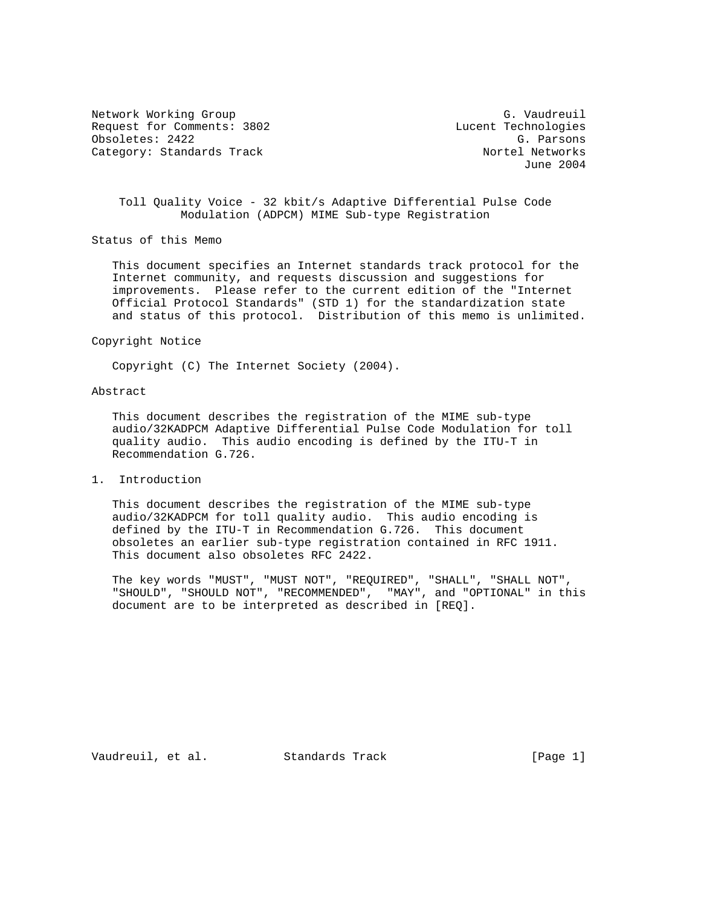Network Working Group G. Vaudreuil
Request for Comments: 3802 Lucent Technologies
Obsoletes: 2422 G. Parsons
Category: Standards Track Nortel Networks
June 2004

# Toll Quality Voice - 32 kbit/s Adaptive Differential Pulse Code Modulation (ADPCM) MIME Sub-type Registration

## Status of this Memo

This document specifies an Internet standards track protocol for the Internet community, and requests discussion and suggestions for improvements. Please refer to the current edition of the "Internet Official Protocol Standards" (STD 1) for the standardization state and status of this protocol. Distribution of this memo is unlimited.

## Copyright Notice

Copyright (C) The Internet Society (2004).

## Abstract

This document describes the registration of the MIME sub-type audio/32KADPCM Adaptive Differential Pulse Code Modulation for toll quality audio. This audio encoding is defined by the ITU-T in Recommendation G.726.

## 1. Introduction

This document describes the registration of the MIME sub-type audio/32KADPCM for toll quality audio. This audio encoding is defined by the ITU-T in Recommendation G.726. This document obsoletes an earlier sub-type registration contained in RFC 1911. This document also obsoletes RFC 2422.

The key words "MUST", "MUST NOT", "REQUIRED", "SHALL", "SHALL NOT", "SHOULD", "SHOULD NOT", "RECOMMENDED", "MAY", and "OPTIONAL" in this document are to be interpreted as described in [REQ].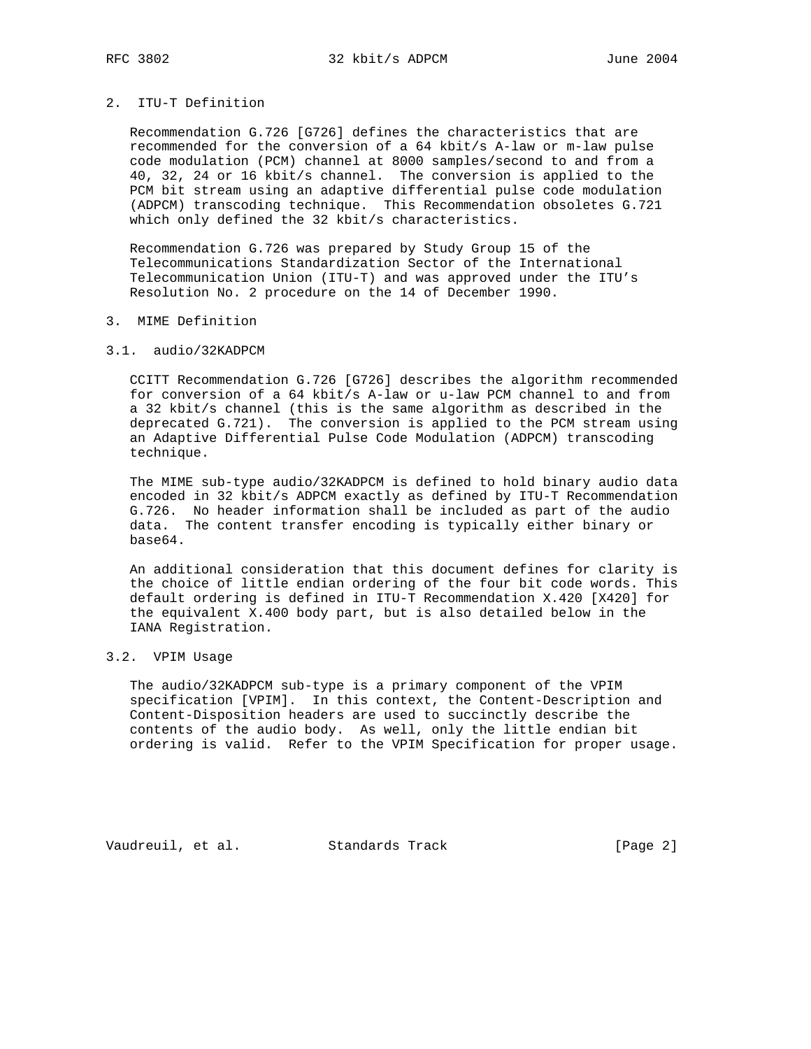## 2. ITU-T Definition

Recommendation G.726 [G726] defines the characteristics that are recommended for the conversion of a 64 kbit/s A-law or m-law pulse code modulation (PCM) channel at 8000 samples/second to and from a 40, 32, 24 or 16 kbit/s channel. The conversion is applied to the PCM bit stream using an adaptive differential pulse code modulation (ADPCM) transcoding technique. This Recommendation obsoletes G.721 which only defined the 32 kbit/s characteristics.

Recommendation G.726 was prepared by Study Group 15 of the Telecommunications Standardization Sector of the International Telecommunication Union (ITU-T) and was approved under the ITU's Resolution No. 2 procedure on the 14 of December 1990.

## 3. MIME Definition

### 3.1. audio/32KADPCM

CCITT Recommendation G.726 [G726] describes the algorithm recommended for conversion of a 64 kbit/s A-law or u-law PCM channel to and from a 32 kbit/s channel (this is the same algorithm as described in the deprecated G.721). The conversion is applied to the PCM stream using an Adaptive Differential Pulse Code Modulation (ADPCM) transcoding technique.

The MIME sub-type audio/32KADPCM is defined to hold binary audio data encoded in 32 kbit/s ADPCM exactly as defined by ITU-T Recommendation G.726. No header information shall be included as part of the audio data. The content transfer encoding is typically either binary or base64.

An additional consideration that this document defines for clarity is the choice of little endian ordering of the four bit code words. This default ordering is defined in ITU-T Recommendation X.420 [X420] for the equivalent X.400 body part, but is also detailed below in the IANA Registration.

### 3.2. VPIM Usage

The audio/32KADPCM sub-type is a primary component of the VPIM specification [VPIM]. In this context, the Content-Description and Content-Disposition headers are used to succinctly describe the contents of the audio body. As well, only the little endian bit ordering is valid. Refer to the VPIM Specification for proper usage.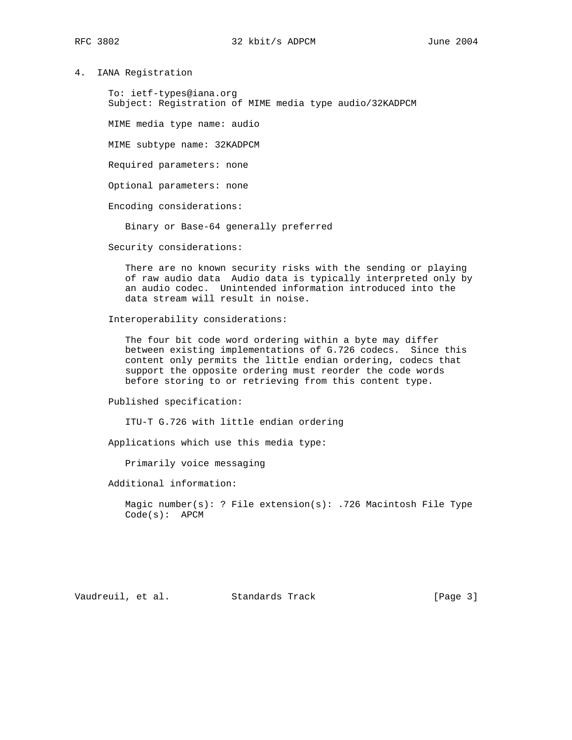## 4. IANA Registration

To: ietf-types@iana.org
Subject: Registration of MIME media type audio/32KADPCM

MIME media type name: audio

MIME subtype name: 32KADPCM

Required parameters: none

Optional parameters: none

Encoding considerations:

Binary or Base-64 generally preferred

Security considerations:

There are no known security risks with the sending or playing of raw audio data Audio data is typically interpreted only by an audio codec. Unintended information introduced into the data stream will result in noise.

Interoperability considerations:

The four bit code word ordering within a byte may differ between existing implementations of G.726 codecs. Since this content only permits the little endian ordering, codecs that support the opposite ordering must reorder the code words before storing to or retrieving from this content type.

Published specification:

ITU-T G.726 with little endian ordering

Applications which use this media type:

Primarily voice messaging

Additional information:

Magic number(s): ? File extension(s): .726 Macintosh File Type Code(s): APCM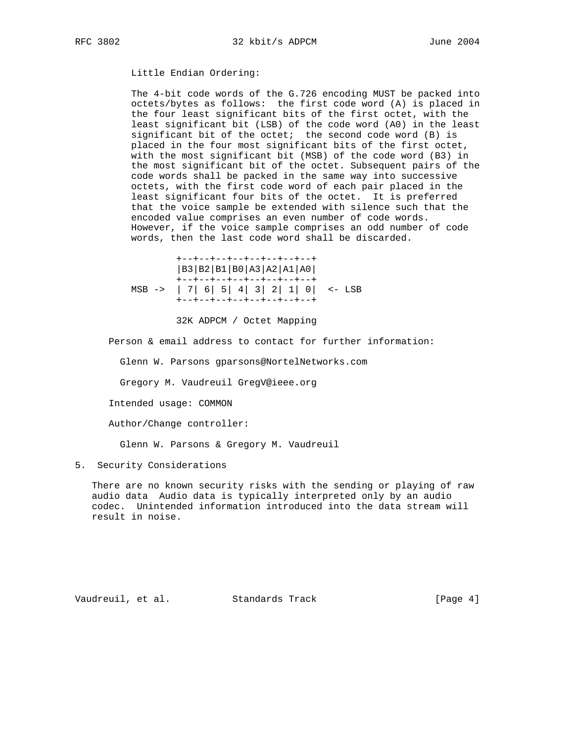Little Endian Ordering:

The 4-bit code words of the G.726 encoding MUST be packed into octets/bytes as follows: the first code word (A) is placed in the four least significant bits of the first octet, with the least significant bit (LSB) of the code word (A0) in the least significant bit of the octet; the second code word (B) is placed in the four most significant bits of the first octet, with the most significant bit (MSB) of the code word (B3) in the most significant bit of the octet. Subsequent pairs of the code words shall be packed in the same way into successive octets, with the first code word of each pair placed in the least significant four bits of the octet. It is preferred that the voice sample be extended with silence such that the encoded value comprises an even number of code words. However, if the voice sample comprises an odd number of code words, then the last code word shall be discarded.

```
        +--+--+--+--+--+--+--+--+
        |B3|B2|B1|B0|A3|A2|A1|A0|
        +--+--+--+--+--+--+--+--+
MSB ->  | 7| 6| 5| 4| 3| 2| 1| 0|  <- LSB
        +--+--+--+--+--+--+--+--+

        32K ADPCM / Octet Mapping
```

Person & email address to contact for further information:

Glenn W. Parsons gparsons@NortelNetworks.com

Gregory M. Vaudreuil GregV@ieee.org

Intended usage: COMMON

Author/Change controller:

Glenn W. Parsons & Gregory M. Vaudreuil

## 5. Security Considerations

There are no known security risks with the sending or playing of raw audio data Audio data is typically interpreted only by an audio codec. Unintended information introduced into the data stream will result in noise.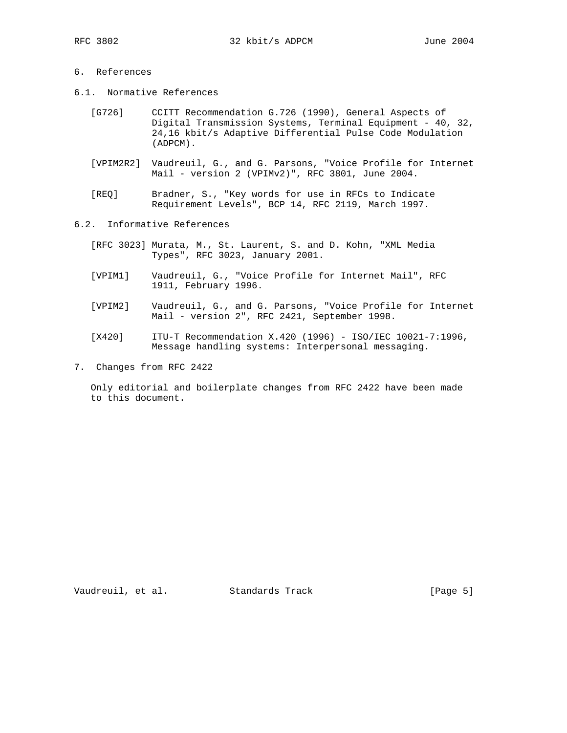## 6. References

### 6.1. Normative References

[G726] CCITT Recommendation G.726 (1990), General Aspects of Digital Transmission Systems, Terminal Equipment - 40, 32, 24,16 kbit/s Adaptive Differential Pulse Code Modulation (ADPCM).

[VPIM2R2] Vaudreuil, G., and G. Parsons, "Voice Profile for Internet Mail - version 2 (VPIMv2)", RFC 3801, June 2004.

[REQ] Bradner, S., "Key words for use in RFCs to Indicate Requirement Levels", BCP 14, RFC 2119, March 1997.

### 6.2. Informative References

[RFC 3023] Murata, M., St. Laurent, S. and D. Kohn, "XML Media Types", RFC 3023, January 2001.

[VPIM1] Vaudreuil, G., "Voice Profile for Internet Mail", RFC 1911, February 1996.

[VPIM2] Vaudreuil, G., and G. Parsons, "Voice Profile for Internet Mail - version 2", RFC 2421, September 1998.

[X420] ITU-T Recommendation X.420 (1996) - ISO/IEC 10021-7:1996, Message handling systems: Interpersonal messaging.

## 7. Changes from RFC 2422

Only editorial and boilerplate changes from RFC 2422 have been made to this document.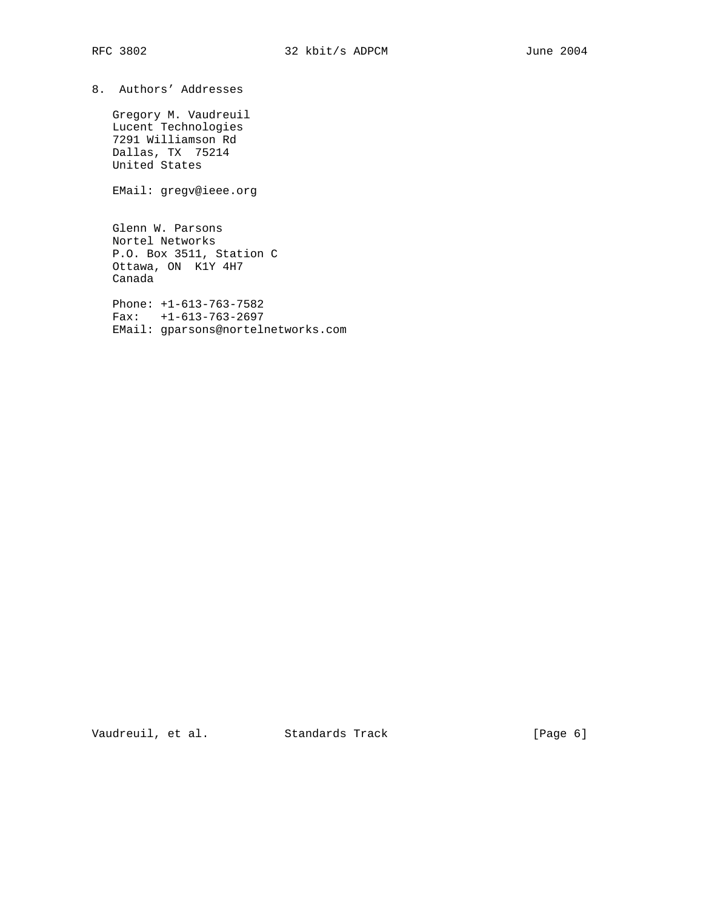## 8. Authors' Addresses

Gregory M. Vaudreuil
Lucent Technologies
7291 Williamson Rd
Dallas, TX  75214
United States

EMail: gregv@ieee.org

Glenn W. Parsons
Nortel Networks
P.O. Box 3511, Station C
Ottawa, ON  K1Y 4H7
Canada

Phone: +1-613-763-7582
Fax:   +1-613-763-2697
EMail: gparsons@nortelnetworks.com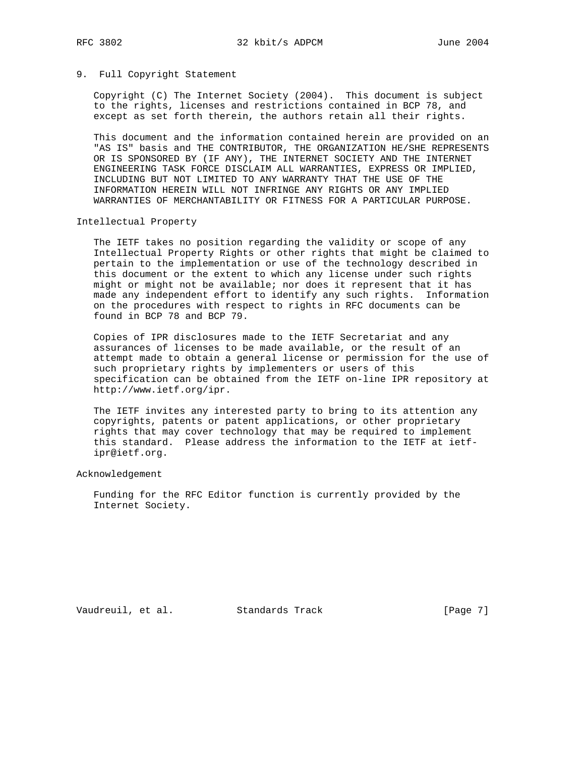## 9. Full Copyright Statement

Copyright (C) The Internet Society (2004). This document is subject to the rights, licenses and restrictions contained in BCP 78, and except as set forth therein, the authors retain all their rights.

This document and the information contained herein are provided on an "AS IS" basis and THE CONTRIBUTOR, THE ORGANIZATION HE/SHE REPRESENTS OR IS SPONSORED BY (IF ANY), THE INTERNET SOCIETY AND THE INTERNET ENGINEERING TASK FORCE DISCLAIM ALL WARRANTIES, EXPRESS OR IMPLIED, INCLUDING BUT NOT LIMITED TO ANY WARRANTY THAT THE USE OF THE INFORMATION HEREIN WILL NOT INFRINGE ANY RIGHTS OR ANY IMPLIED WARRANTIES OF MERCHANTABILITY OR FITNESS FOR A PARTICULAR PURPOSE.

## Intellectual Property

The IETF takes no position regarding the validity or scope of any Intellectual Property Rights or other rights that might be claimed to pertain to the implementation or use of the technology described in this document or the extent to which any license under such rights might or might not be available; nor does it represent that it has made any independent effort to identify any such rights. Information on the procedures with respect to rights in RFC documents can be found in BCP 78 and BCP 79.

Copies of IPR disclosures made to the IETF Secretariat and any assurances of licenses to be made available, or the result of an attempt made to obtain a general license or permission for the use of such proprietary rights by implementers or users of this specification can be obtained from the IETF on-line IPR repository at http://www.ietf.org/ipr.

The IETF invites any interested party to bring to its attention any copyrights, patents or patent applications, or other proprietary rights that may cover technology that may be required to implement this standard. Please address the information to the IETF at ietf-ipr@ietf.org.

## Acknowledgement

Funding for the RFC Editor function is currently provided by the Internet Society.